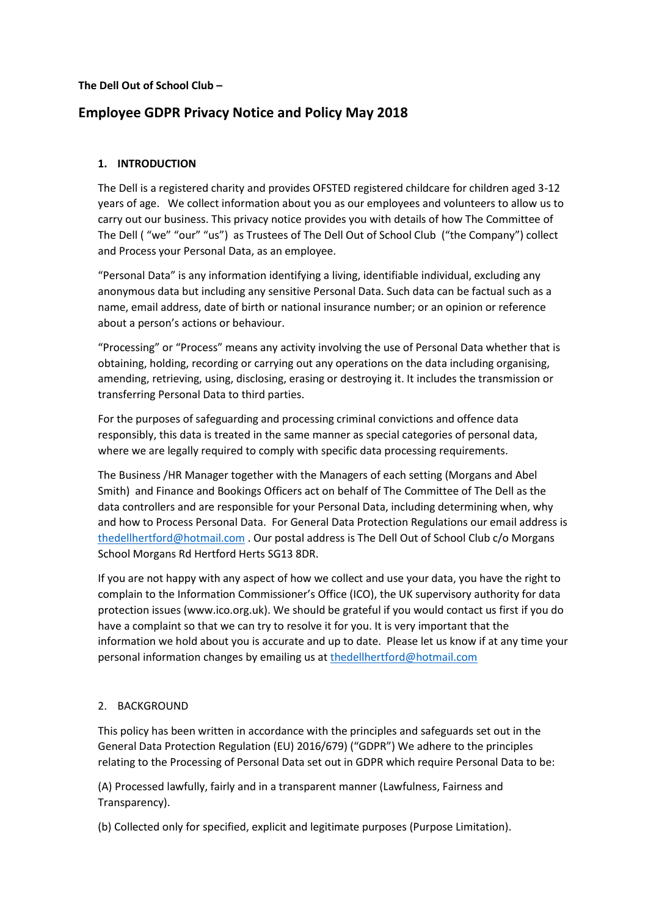**The Dell Out of School Club –**

# Employee GDPR Privacy Notice and Policy May 2018

## 1. INTRODUCTION

The Dell is a registered charity and provides OFSTED registered childcare for children aged 3-12 years of age. We collect information about you as our employees and volunteers to allow us to carry out our business. This privacy notice provides you with details of how The Committee of The Dell ( "we" "our" "us") as Trustees of The Dell Out of School Club ("the Company") collect and Process your Personal Data, as an employee.

"Personal Data" is any information identifying a living, identifiable individual, excluding any anonymous data but including any sensitive Personal Data. Such data can be factual such as a name, email address, date of birth or national insurance number; or an opinion or reference about a person's actions or behaviour.

"Processing" or "Process" means any activity involving the use of Personal Data whether that is obtaining, holding, recording or carrying out any operations on the data including organising, amending, retrieving, using, disclosing, erasing or destroying it. It includes the transmission or transferring Personal Data to third parties.

For the purposes of safeguarding and processing criminal convictions and offence data responsibly, this data is treated in the same manner as special categories of personal data, where we are legally required to comply with specific data processing requirements.

The Business /HR Manager together with the Managers of each setting (Morgans and Abel Smith) and Finance and Bookings Officers act on behalf of The Committee of The Dell as the data controllers and are responsible for your Personal Data, including determining when, why and how to Process Personal Data. For General Data Protection Regulations our email address is thedellhertford@hotmail.com . Our postal address is The Dell Out of School Club c/o Morgans School Morgans Rd Hertford Herts SG13 8DR.

If you are not happy with any aspect of how we collect and use your data, you have the right to complain to the Information Commissioner's Office (ICO), the UK supervisory authority for data protection issues (www.ico.org.uk). We should be grateful if you would contact us first if you do have a complaint so that we can try to resolve it for you. It is very important that the information we hold about you is accurate and up to date. Please let us know if at any time your personal information changes by emailing us at thedellhertford@hotmail.com

## 2. BACKGROUND

This policy has been written in accordance with the principles and safeguards set out in the General Data Protection Regulation (EU) 2016/679) ("GDPR") We adhere to the principles relating to the Processing of Personal Data set out in GDPR which require Personal Data to be:

(A) Processed lawfully, fairly and in a transparent manner (Lawfulness, Fairness and Transparency).

(b) Collected only for specified, explicit and legitimate purposes (Purpose Limitation).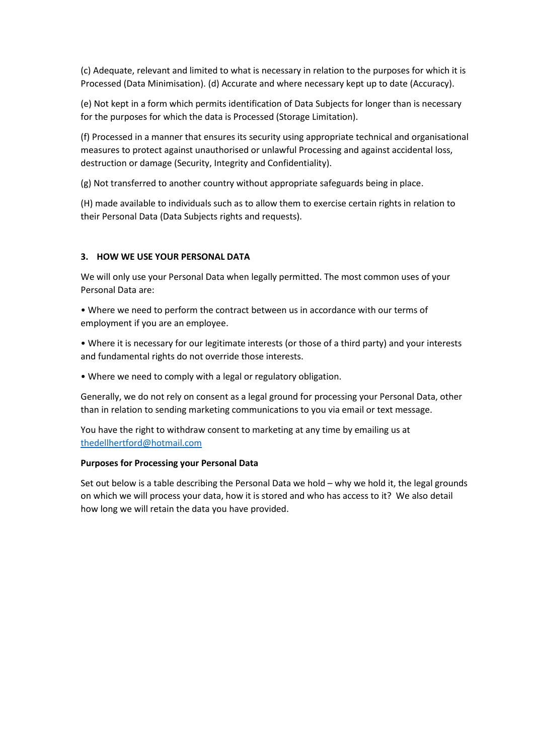(c) Adequate, relevant and limited to what is necessary in relation to the purposes for which it is Processed (Data Minimisation). (d) Accurate and where necessary kept up to date (Accuracy).

(e) Not kept in a form which permits identification of Data Subjects for longer than is necessary for the purposes for which the data is Processed (Storage Limitation).

(f) Processed in a manner that ensures its security using appropriate technical and organisational measures to protect against unauthorised or unlawful Processing and against accidental loss, destruction or damage (Security, Integrity and Confidentiality).

(g) Not transferred to another country without appropriate safeguards being in place.

(H) made available to individuals such as to allow them to exercise certain rights in relation to their Personal Data (Data Subjects rights and requests).

## 3. HOW WE USE YOUR PERSONAL DATA

We will only use your Personal Data when legally permitted. The most common uses of your Personal Data are:

• Where we need to perform the contract between us in accordance with our terms of employment if you are an employee.

• Where it is necessary for our legitimate interests (or those of a third party) and your interests and fundamental rights do not override those interests.

• Where we need to comply with a legal or regulatory obligation.

Generally, we do not rely on consent as a legal ground for processing your Personal Data, other than in relation to sending marketing communications to you via email or text message.

You have the right to withdraw consent to marketing at any time by emailing us at thedellhertford@hotmail.com

**Purposes for Processing your Personal Data**

Set out below is a table describing the Personal Data we hold – why we hold it, the legal grounds on which we will process your data, how it is stored and who has access to it? We also detail how long we will retain the data you have provided.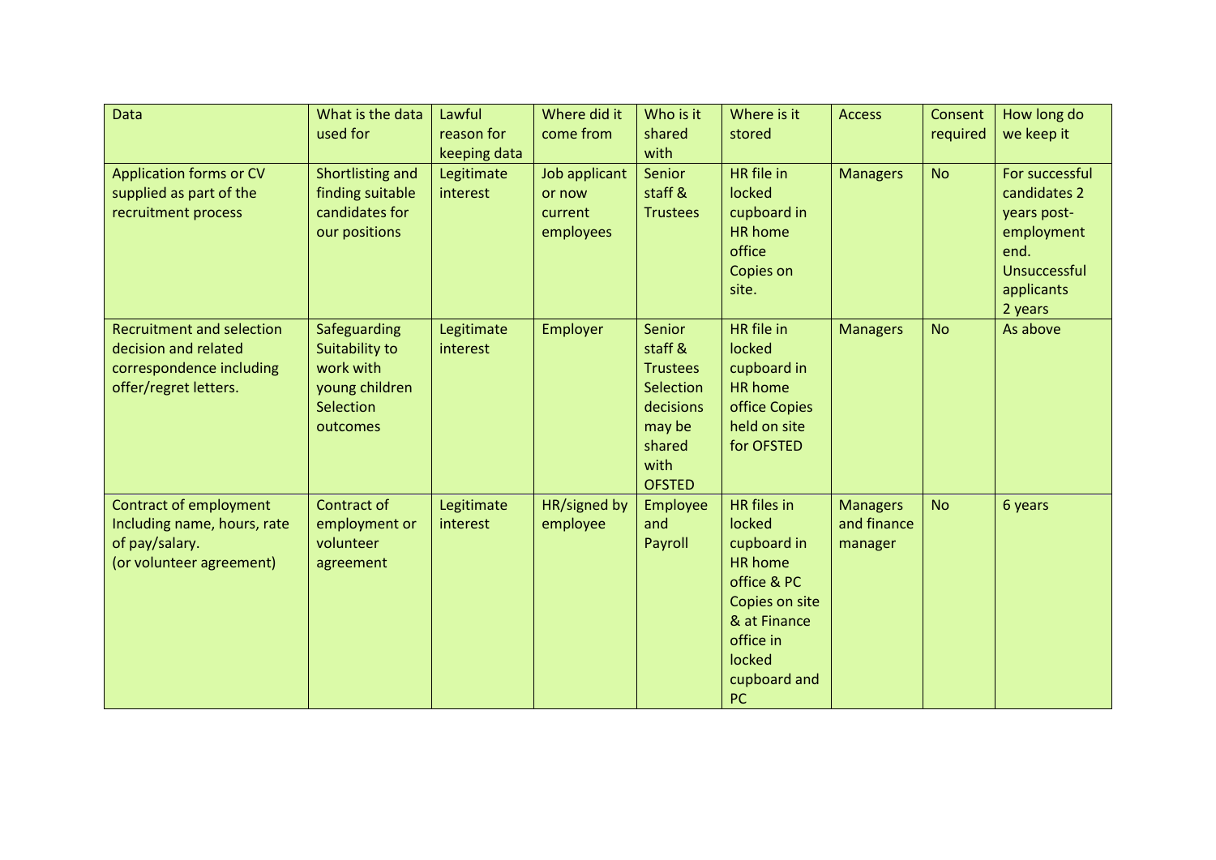| Data | What is the data used for | Lawful reason for keeping data | Where did it come from | Who is it shared with | Where is it stored | Access | Consent required | How long do we keep it |
|---|---|---|---|---|---|---|---|---|
| Application forms or CV supplied as part of the recruitment process | Shortlisting and finding suitable candidates for our positions | Legitimate interest | Job applicant or now current employees | Senior staff & Trustees | HR file in locked cupboard in HR home office Copies on site. | Managers | No | For successful candidates 2 years post-employment end. Unsuccessful applicants 2 years |
| Recruitment and selection decision and related correspondence including offer/regret letters. | Safeguarding Suitability to work with young children Selection outcomes | Legitimate interest | Employer | Senior staff & Trustees Selection decisions may be shared with OFSTED | HR file in locked cupboard in HR home office Copies held on site for OFSTED | Managers | No | As above |
| Contract of employment Including name, hours, rate of pay/salary. (or volunteer agreement) | Contract of employment or volunteer agreement | Legitimate interest | HR/signed by employee | Employee and Payroll | HR files in locked cupboard in HR home office & PC Copies on site & at Finance office in locked cupboard and PC | Managers and finance manager | No | 6 years |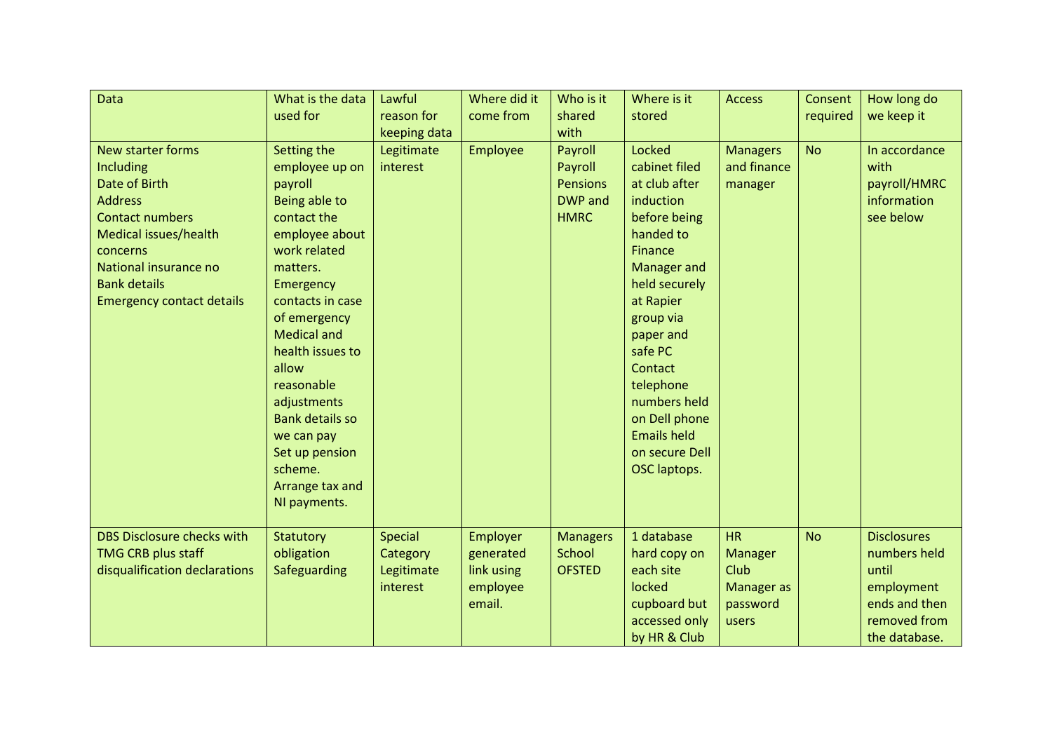| Data | What is the data used for | Lawful reason for keeping data | Where did it come from | Who is it shared with | Where is it stored | Access | Consent required | How long do we keep it |
|---|---|---|---|---|---|---|---|---|
| New starter forms<br>Including<br>Date of Birth<br>Address<br>Contact numbers<br>Medical issues/health concerns<br>National insurance no<br>Bank details<br>Emergency contact details | Setting the employee up on payroll<br>Being able to contact the employee about work related matters.<br>Emergency contacts in case of emergency<br>Medical and health issues to allow reasonable adjustments<br>Bank details so we can pay<br>Set up pension scheme.<br>Arrange tax and NI payments. | Legitimate interest | Employee | Payroll<br>Payroll<br>Pensions<br>DWP and HMRC | Locked cabinet filed at club after induction before being handed to Finance Manager and held securely at Rapier group via paper and safe PC<br>Contact telephone numbers held on Dell phone<br>Emails held on secure Dell OSC laptops. | Managers and finance manager | No | In accordance with payroll/HMRC information see below |
| DBS Disclosure checks with TMG CRB plus staff disqualification declarations | Statutory obligation<br>Safeguarding | Special Category<br>Legitimate interest | Employer generated link using employee email. | Managers<br>School<br>OFSTED | 1 database hard copy on each site locked cupboard but accessed only by HR & Club | HR Manager<br>Club Manager as password users | No | Disclosures numbers held until employment ends and then removed from the database. |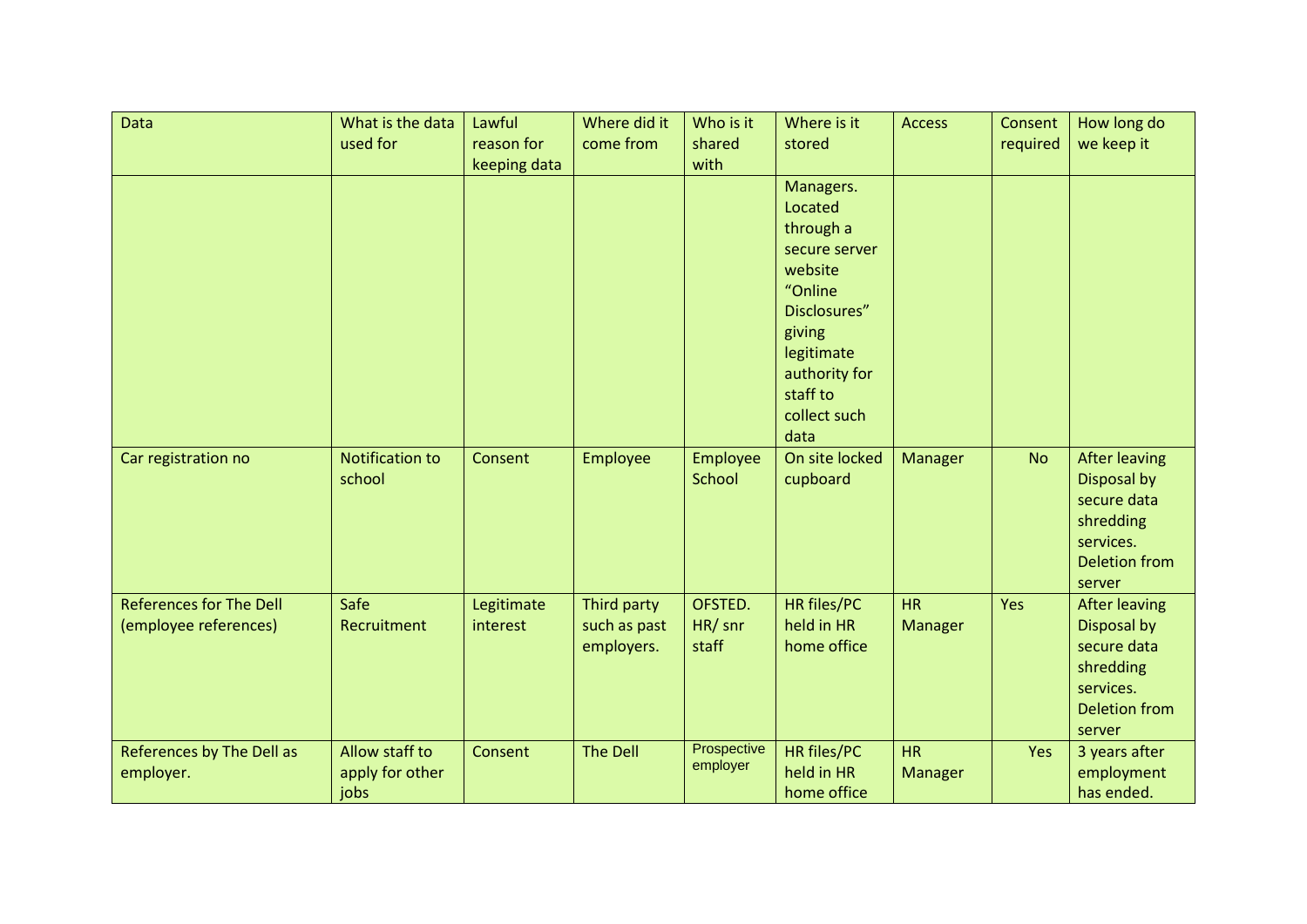| Data | What is the data used for | Lawful reason for keeping data | Where did it come from | Who is it shared with | Where is it stored | Access | Consent required | How long do we keep it |
|---|---|---|---|---|---|---|---|---|
| | | | | | Managers. Located through a secure server website "Online Disclosures" giving legitimate authority for staff to collect such data | | | |
| Car registration no | Notification to school | Consent | Employee | Employee School | On site locked cupboard | Manager | No | After leaving Disposal by secure data shredding services. Deletion from server |
| References for The Dell (employee references) | Safe Recruitment | Legitimate interest | Third party such as past employers. | OFSTED. HR/ snr staff | HR files/PC held in HR home office | HR Manager | Yes | After leaving Disposal by secure data shredding services. Deletion from server |
| References by The Dell as employer. | Allow staff to apply for other jobs | Consent | The Dell | Prospective employer | HR files/PC held in HR home office | HR Manager | Yes | 3 years after employment has ended. |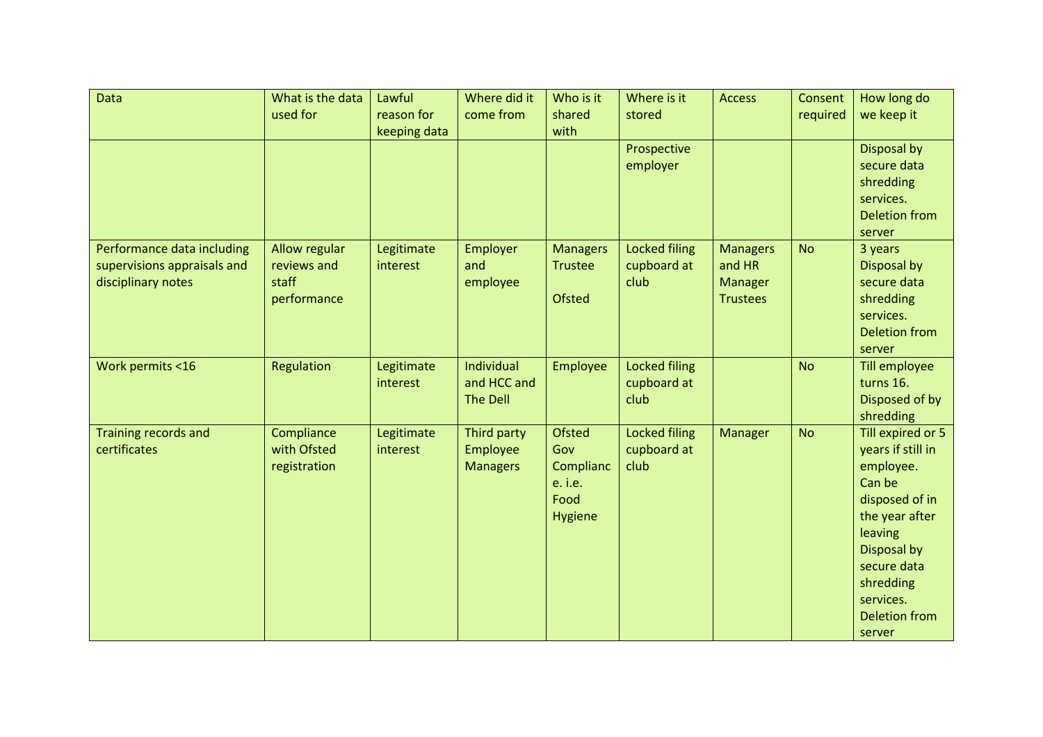| Data | What is the data used for | Lawful reason for keeping data | Where did it come from | Who is it shared with | Where is it stored | Access | Consent required | How long do we keep it |
| --- | --- | --- | --- | --- | --- | --- | --- | --- |
| | | | | | Prospective employer | | | Disposal by secure data shredding services. Deletion from server |
| Performance data including supervisions appraisals and disciplinary notes | Allow regular reviews and staff performance | Legitimate interest | Employer and employee | Managers Trustee<br><br>Ofsted | Locked filing cupboard at club | Managers and HR Manager Trustees | No | 3 years Disposal by secure data shredding services. Deletion from server |
| Work permits <16 | Regulation | Legitimate interest | Individual and HCC and The Dell | Employee | Locked filing cupboard at club | | No | Till employee turns 16. Disposed of by shredding |
| Training records and certificates | Compliance with Ofsted registration | Legitimate interest | Third party Employee Managers | Ofsted Gov Compliance. i.e. Food Hygiene | Locked filing cupboard at club | Manager | No | Till expired or 5 years if still in employee. Can be disposed of in the year after leaving Disposal by secure data shredding services. Deletion from server |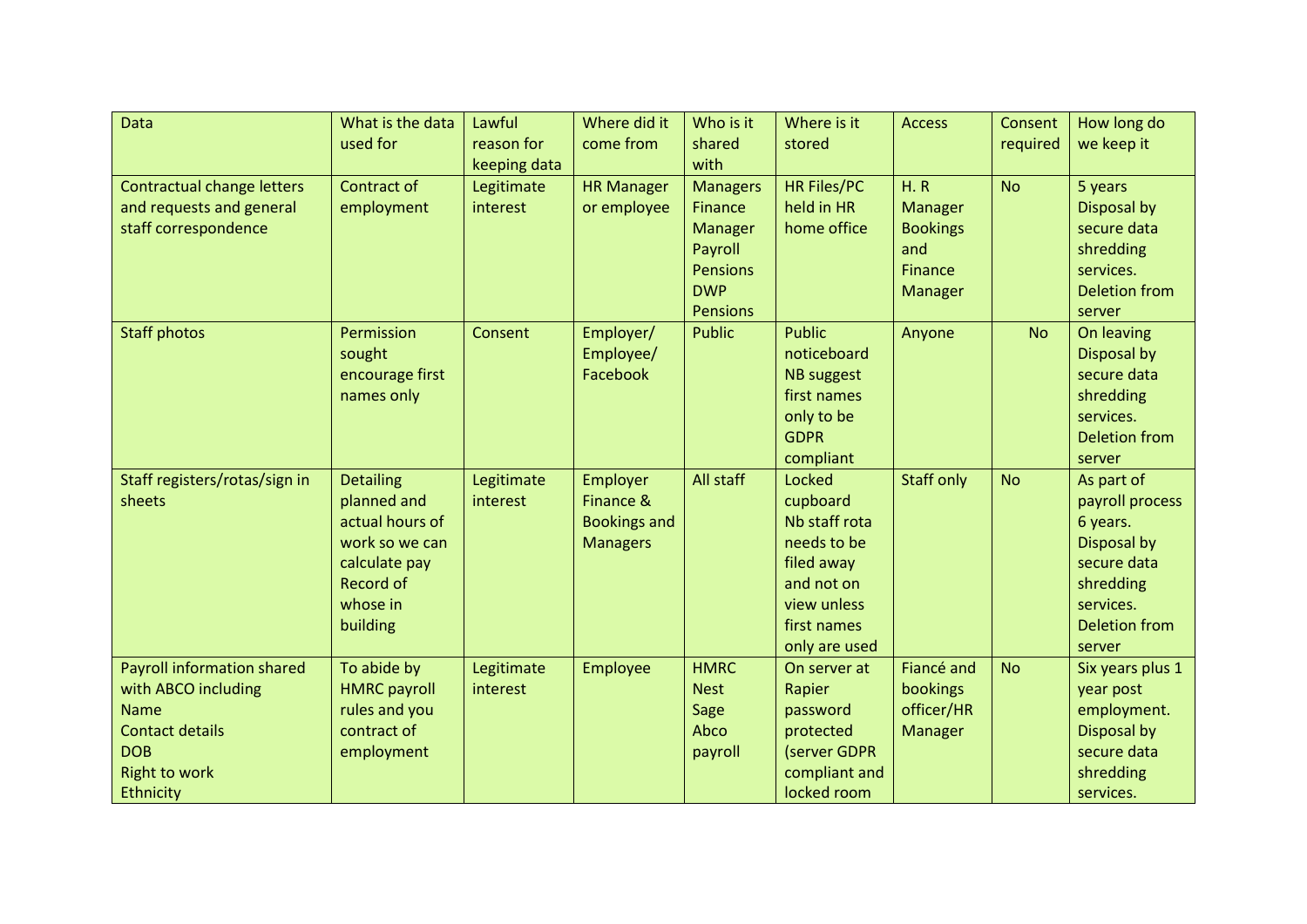| Data | What is the data used for | Lawful reason for keeping data | Where did it come from | Who is it shared with | Where is it stored | Access | Consent required | How long do we keep it |
|---|---|---|---|---|---|---|---|---|
| Contractual change letters and requests and general staff correspondence | Contract of employment | Legitimate interest | HR Manager or employee | Managers Finance Manager Payroll Pensions DWP Pensions | HR Files/PC held in HR home office | H. R Manager Bookings and Finance Manager | No | 5 years Disposal by secure data shredding services. Deletion from server |
| Staff photos | Permission sought encourage first names only | Consent | Employer/ Employee/ Facebook | Public | Public noticeboard NB suggest first names only to be GDPR compliant | Anyone | No | On leaving Disposal by secure data shredding services. Deletion from server |
| Staff registers/rotas/sign in sheets | Detailing planned and actual hours of work so we can calculate pay Record of whose in building | Legitimate interest | Employer Finance & Bookings and Managers | All staff | Locked cupboard Nb staff rota needs to be filed away and not on view unless first names only are used | Staff only | No | As part of payroll process 6 years. Disposal by secure data shredding services. Deletion from server |
| Payroll information shared with ABCO including Name Contact details DOB Right to work Ethnicity | To abide by HMRC payroll rules and you contract of employment | Legitimate interest | Employee | HMRC Nest Sage Abco payroll | On server at Rapier password protected (server GDPR compliant and locked room | Fiancé and bookings officer/HR Manager | No | Six years plus 1 year post employment. Disposal by secure data shredding services. |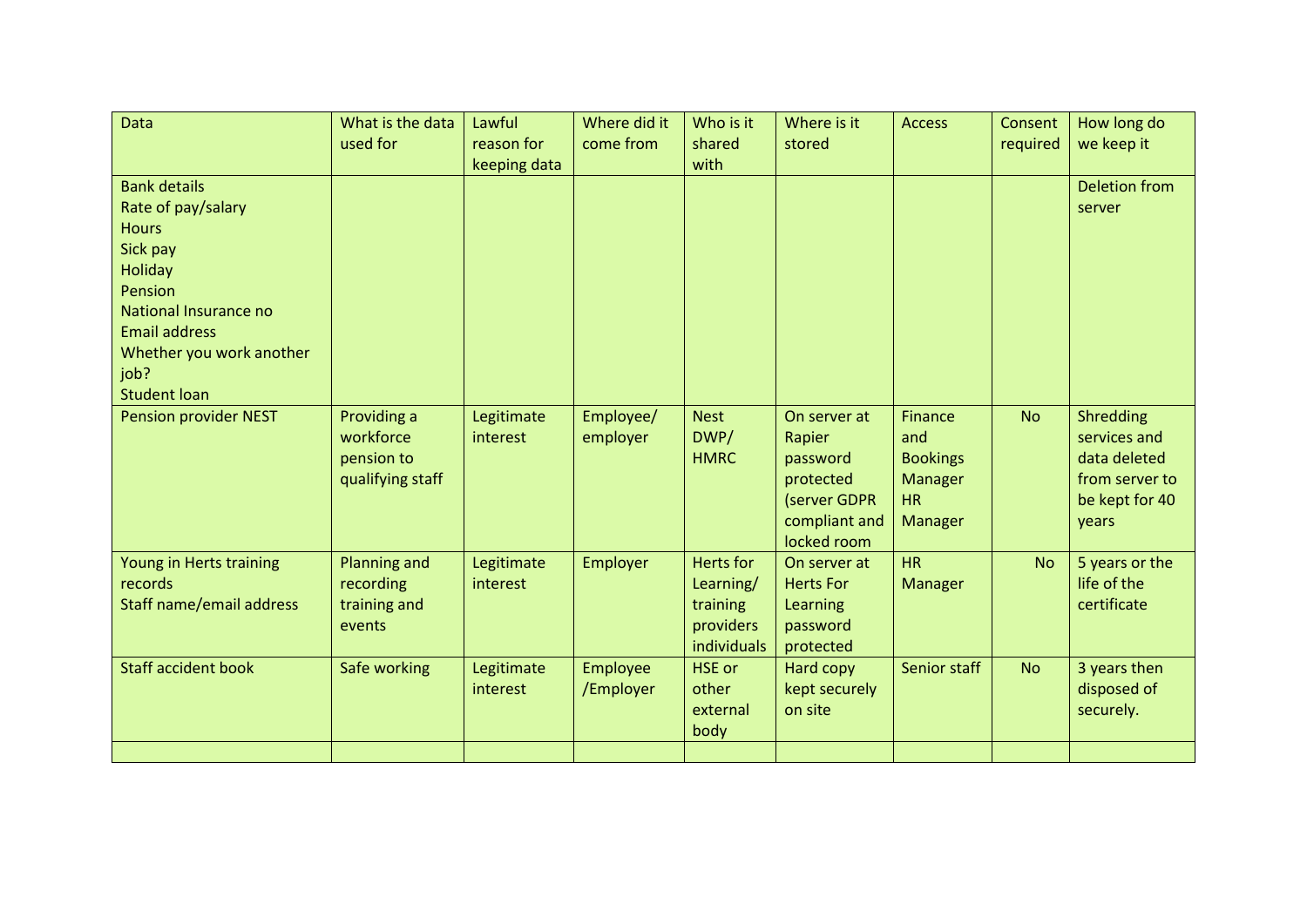| Data | What is the data used for | Lawful reason for keeping data | Where did it come from | Who is it shared with | Where is it stored | Access | Consent required | How long do we keep it |
|---|---|---|---|---|---|---|---|---|
| Bank details<br>Rate of pay/salary<br>Hours<br>Sick pay<br>Holiday<br>Pension<br>National Insurance no<br>Email address<br>Whether you work another job?<br>Student loan | | | | | | | | Deletion from server |
| Pension provider NEST | Providing a workforce pension to qualifying staff | Legitimate interest | Employee/ employer | Nest DWP/ HMRC | On server at Rapier password protected (server GDPR compliant and locked room | Finance and Bookings Manager HR Manager | No | Shredding services and data deleted from server to be kept for 40 years |
| Young in Herts training records<br>Staff name/email address | Planning and recording training and events | Legitimate interest | Employer | Herts for Learning/ training providers individuals | On server at Herts For Learning password protected | HR Manager | No | 5 years or the life of the certificate |
| Staff accident book | Safe working | Legitimate interest | Employee /Employer | HSE or other external body | Hard copy kept securely on site | Senior staff | No | 3 years then disposed of securely. |
| | | | | | | | | |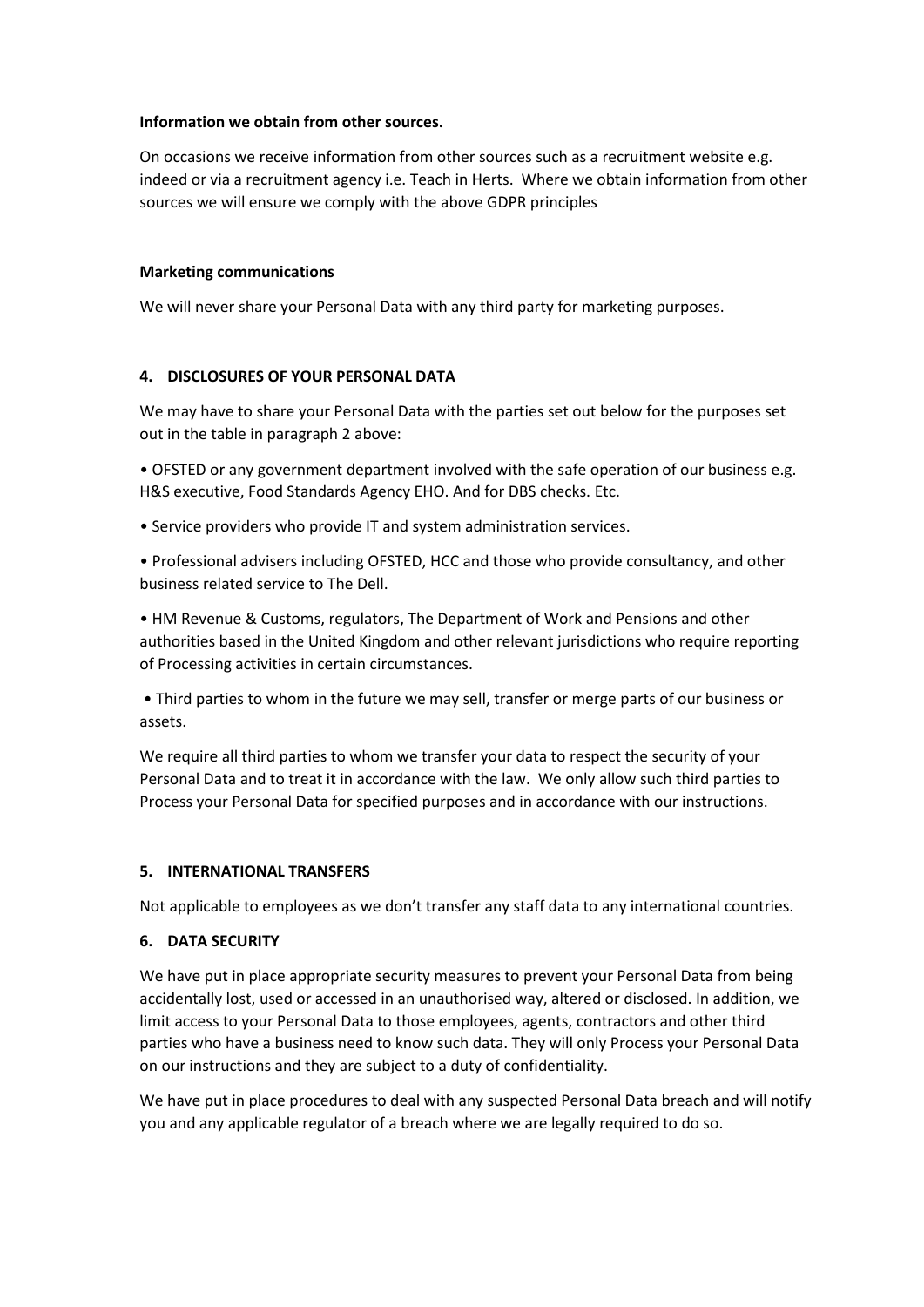**Information we obtain from other sources.**

On occasions we receive information from other sources such as a recruitment website e.g. indeed or via a recruitment agency i.e. Teach in Herts. Where we obtain information from other sources we will ensure we comply with the above GDPR principles

**Marketing communications**

We will never share your Personal Data with any third party for marketing purposes.

**4. DISCLOSURES OF YOUR PERSONAL DATA**

We may have to share your Personal Data with the parties set out below for the purposes set out in the table in paragraph 2 above:

• OFSTED or any government department involved with the safe operation of our business e.g. H&S executive, Food Standards Agency EHO. And for DBS checks. Etc.

• Service providers who provide IT and system administration services.

• Professional advisers including OFSTED, HCC and those who provide consultancy, and other business related service to The Dell.

• HM Revenue & Customs, regulators, The Department of Work and Pensions and other authorities based in the United Kingdom and other relevant jurisdictions who require reporting of Processing activities in certain circumstances.

• Third parties to whom in the future we may sell, transfer or merge parts of our business or assets.

We require all third parties to whom we transfer your data to respect the security of your Personal Data and to treat it in accordance with the law. We only allow such third parties to Process your Personal Data for specified purposes and in accordance with our instructions.

**5. INTERNATIONAL TRANSFERS**

Not applicable to employees as we don't transfer any staff data to any international countries.

**6. DATA SECURITY**

We have put in place appropriate security measures to prevent your Personal Data from being accidentally lost, used or accessed in an unauthorised way, altered or disclosed. In addition, we limit access to your Personal Data to those employees, agents, contractors and other third parties who have a business need to know such data. They will only Process your Personal Data on our instructions and they are subject to a duty of confidentiality.

We have put in place procedures to deal with any suspected Personal Data breach and will notify you and any applicable regulator of a breach where we are legally required to do so.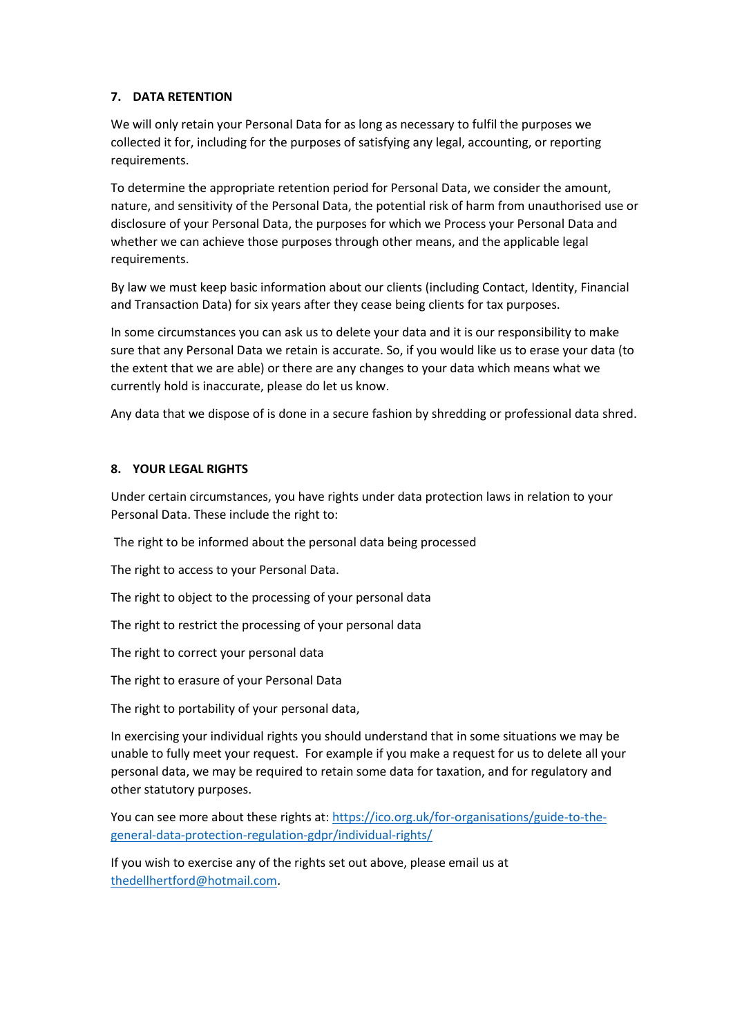## 7. DATA RETENTION

We will only retain your Personal Data for as long as necessary to fulfil the purposes we collected it for, including for the purposes of satisfying any legal, accounting, or reporting requirements.

To determine the appropriate retention period for Personal Data, we consider the amount, nature, and sensitivity of the Personal Data, the potential risk of harm from unauthorised use or disclosure of your Personal Data, the purposes for which we Process your Personal Data and whether we can achieve those purposes through other means, and the applicable legal requirements.

By law we must keep basic information about our clients (including Contact, Identity, Financial and Transaction Data) for six years after they cease being clients for tax purposes.

In some circumstances you can ask us to delete your data and it is our responsibility to make sure that any Personal Data we retain is accurate. So, if you would like us to erase your data (to the extent that we are able) or there are any changes to your data which means what we currently hold is inaccurate, please do let us know.

Any data that we dispose of is done in a secure fashion by shredding or professional data shred.

## 8. YOUR LEGAL RIGHTS

Under certain circumstances, you have rights under data protection laws in relation to your Personal Data. These include the right to:

The right to be informed about the personal data being processed

The right to access to your Personal Data.

The right to object to the processing of your personal data

The right to restrict the processing of your personal data

The right to correct your personal data

The right to erasure of your Personal Data

The right to portability of your personal data,

In exercising your individual rights you should understand that in some situations we may be unable to fully meet your request. For example if you make a request for us to delete all your personal data, we may be required to retain some data for taxation, and for regulatory and other statutory purposes.

You can see more about these rights at: [https://ico.org.uk/for-organisations/guide-to-the-general-data-protection-regulation-gdpr/individual-rights/](https://ico.org.uk/for-organisations/guide-to-the-general-data-protection-regulation-gdpr/individual-rights/)

If you wish to exercise any of the rights set out above, please email us at [thedellhertford@hotmail.com](mailto:thedellhertford@hotmail.com).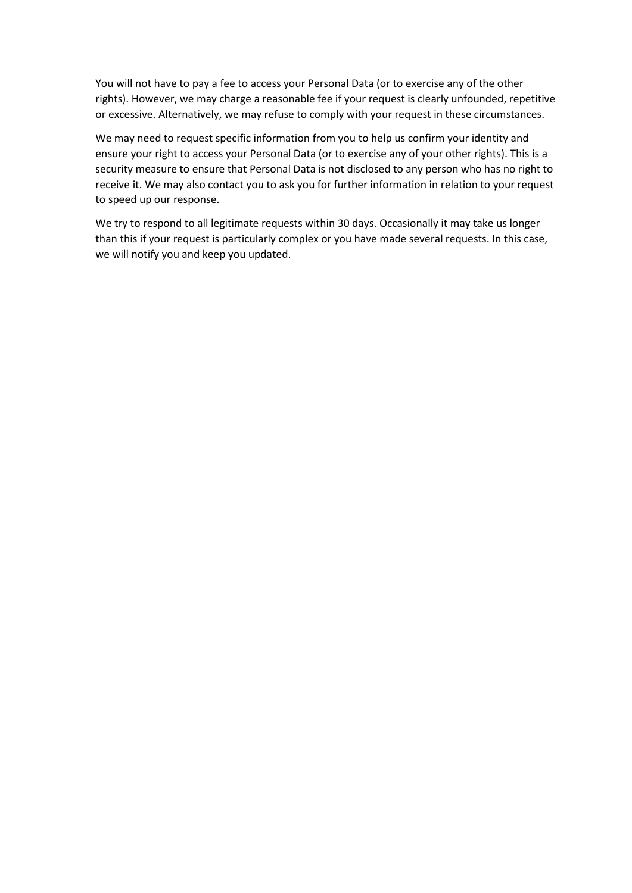You will not have to pay a fee to access your Personal Data (or to exercise any of the other rights). However, we may charge a reasonable fee if your request is clearly unfounded, repetitive or excessive. Alternatively, we may refuse to comply with your request in these circumstances.

We may need to request specific information from you to help us confirm your identity and ensure your right to access your Personal Data (or to exercise any of your other rights). This is a security measure to ensure that Personal Data is not disclosed to any person who has no right to receive it. We may also contact you to ask you for further information in relation to your request to speed up our response.

We try to respond to all legitimate requests within 30 days. Occasionally it may take us longer than this if your request is particularly complex or you have made several requests. In this case, we will notify you and keep you updated.